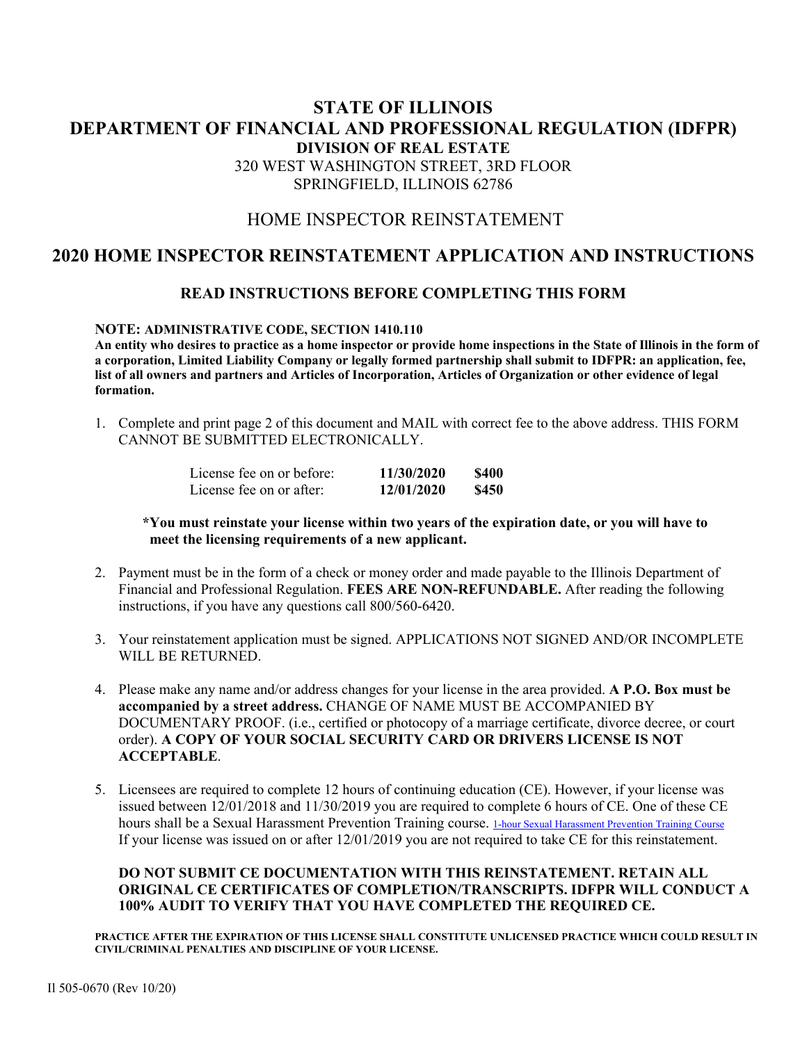# STATE OF ILLINOIS
# DEPARTMENT OF FINANCIAL AND PROFESSIONAL REGULATION (IDFPR)
## DIVISION OF REAL ESTATE

320 WEST WASHINGTON STREET, 3RD FLOOR
SPRINGFIELD, ILLINOIS 62786

## HOME INSPECTOR REINSTATEMENT

# 2020 HOME INSPECTOR REINSTATEMENT APPLICATION AND INSTRUCTIONS

### READ INSTRUCTIONS BEFORE COMPLETING THIS FORM

**NOTE: ADMINISTRATIVE CODE, SECTION 1410.110**
**An entity who desires to practice as a home inspector or provide home inspections in the State of Illinois in the form of a corporation, Limited Liability Company or legally formed partnership shall submit to IDFPR: an application, fee, list of all owners and partners and Articles of Incorporation, Articles of Organization or other evidence of legal formation.**

1. Complete and print page 2 of this document and MAIL with correct fee to the above address. THIS FORM CANNOT BE SUBMITTED ELECTRONICALLY.

| | | |
|---|---|---|
| License fee on or before: | **11/30/2020** | **$400** |
| License fee on or after: | **12/01/2020** | **$450** |

**\*You must reinstate your license within two years of the expiration date, or you will have to meet the licensing requirements of a new applicant.**

2. Payment must be in the form of a check or money order and made payable to the Illinois Department of Financial and Professional Regulation. **FEES ARE NON-REFUNDABLE.** After reading the following instructions, if you have any questions call 800/560-6420.

3. Your reinstatement application must be signed. APPLICATIONS NOT SIGNED AND/OR INCOMPLETE WILL BE RETURNED.

4. Please make any name and/or address changes for your license in the area provided. **A P.O. Box must be accompanied by a street address.** CHANGE OF NAME MUST BE ACCOMPANIED BY DOCUMENTARY PROOF. (i.e., certified or photocopy of a marriage certificate, divorce decree, or court order). **A COPY OF YOUR SOCIAL SECURITY CARD OR DRIVERS LICENSE IS NOT ACCEPTABLE**.

5. Licensees are required to complete 12 hours of continuing education (CE). However, if your license was issued between 12/01/2018 and 11/30/2019 you are required to complete 6 hours of CE. One of these CE hours shall be a Sexual Harassment Prevention Training course. 1-hour Sexual Harassment Prevention Training Course If your license was issued on or after 12/01/2019 you are not required to take CE for this reinstatement.

**DO NOT SUBMIT CE DOCUMENTATION WITH THIS REINSTATEMENT. RETAIN ALL ORIGINAL CE CERTIFICATES OF COMPLETION/TRANSCRIPTS. IDFPR WILL CONDUCT A 100% AUDIT TO VERIFY THAT YOU HAVE COMPLETED THE REQUIRED CE.**

**PRACTICE AFTER THE EXPIRATION OF THIS LICENSE SHALL CONSTITUTE UNLICENSED PRACTICE WHICH COULD RESULT IN CIVIL/CRIMINAL PENALTIES AND DISCIPLINE OF YOUR LICENSE.**

Il 505-0670 (Rev 10/20)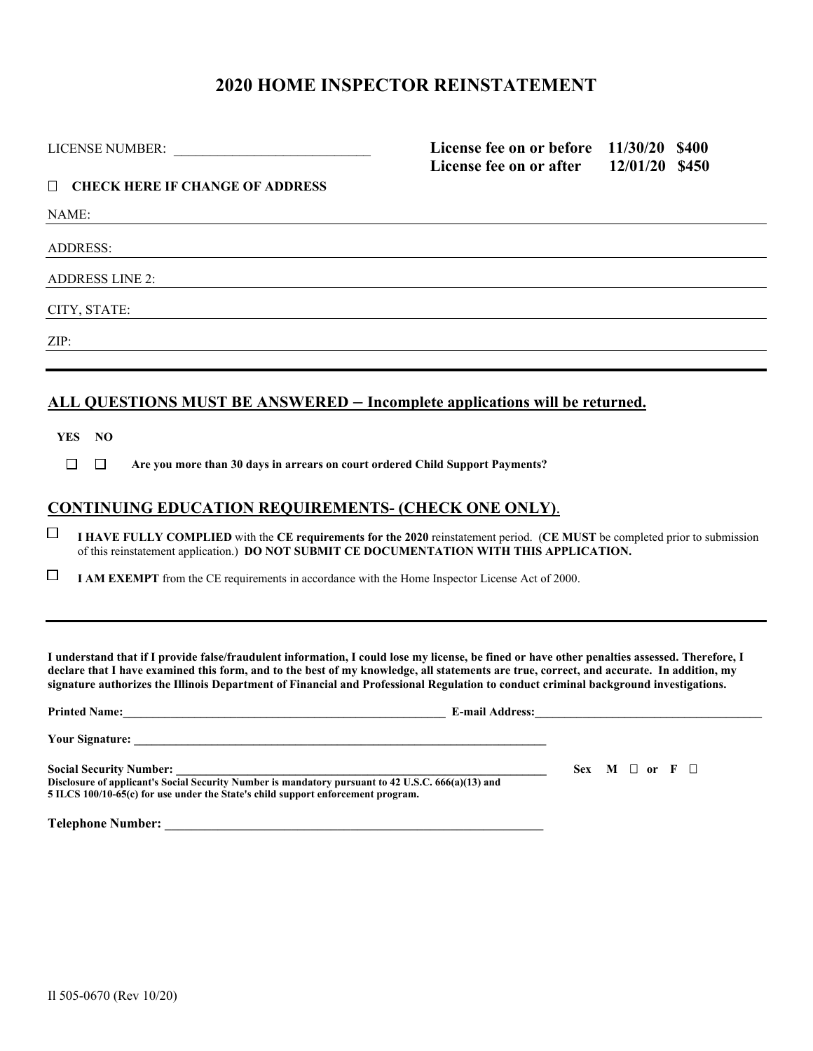# 2020 HOME INSPECTOR REINSTATEMENT

LICENSE NUMBER: ______________________________

**License fee on or before 11/30/20 $400**
**License fee on or after 12/01/20 $450**

☐ **CHECK HERE IF CHANGE OF ADDRESS**

NAME:

ADDRESS:

ADDRESS LINE 2:

CITY, STATE:

ZIP:

---

## ALL QUESTIONS MUST BE ANSWERED – Incomplete applications will be returned.

| YES | NO | |
|---|---|---|
| ☐ | ☐ | **Are you more than 30 days in arrears on court ordered Child Support Payments?** |

## CONTINUING EDUCATION REQUIREMENTS- (CHECK ONE ONLY).

☐ **I HAVE FULLY COMPLIED** with the **CE requirements for the 2020** reinstatement period. (**CE MUST** be completed prior to submission of this reinstatement application.) **DO NOT SUBMIT CE DOCUMENTATION WITH THIS APPLICATION.**

☐ **I AM EXEMPT** from the CE requirements in accordance with the Home Inspector License Act of 2000.

---

**I understand that if I provide false/fraudulent information, I could lose my license, be fined or have other penalties assessed. Therefore, I declare that I have examined this form, and to the best of my knowledge, all statements are true, correct, and accurate. In addition, my signature authorizes the Illinois Department of Financial and Professional Regulation to conduct criminal background investigations.**

**Printed Name:**_______________________________________ **E-mail Address:**_______________________________

**Your Signature:** _______________________________________________

**Social Security Number:** _______________________________________________ **Sex M ☐ or F ☐**

**Disclosure of applicant's Social Security Number is mandatory pursuant to 42 U.S.C. 666(a)(13) and 5 ILCS 100/10-65(c) for use under the State's child support enforcement program.**

**Telephone Number:** _______________________________________________

Il 505-0670 (Rev 10/20)